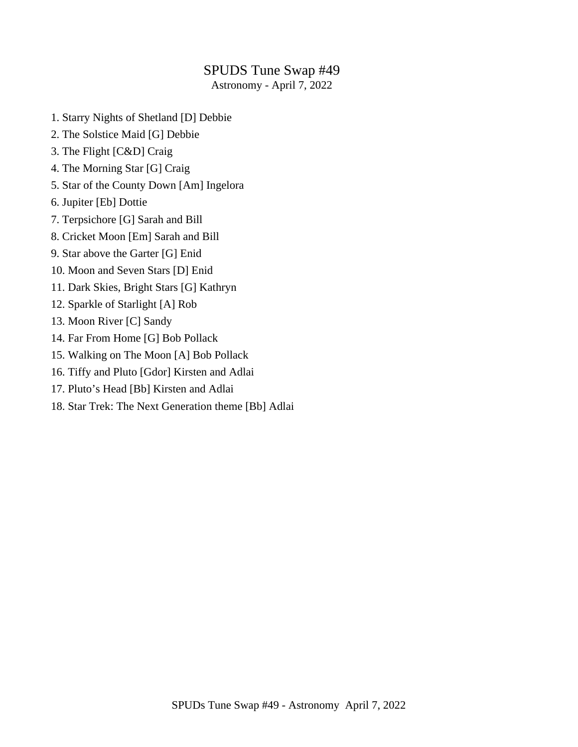# SPUDS Tune Swap #49

Astronomy - April 7, 2022

1. Starry Nights of Shetland [D] Debbie
2. The Solstice Maid [G] Debbie
3. The Flight [C&D] Craig
4. The Morning Star [G] Craig
5. Star of the County Down [Am] Ingelora
6. Jupiter [Eb] Dottie
7. Terpsichore [G] Sarah and Bill
8. Cricket Moon [Em] Sarah and Bill
9. Star above the Garter [G] Enid
10. Moon and Seven Stars [D] Enid
11. Dark Skies, Bright Stars [G] Kathryn
12. Sparkle of Starlight [A] Rob
13. Moon River [C] Sandy
14. Far From Home [G] Bob Pollack
15. Walking on The Moon [A] Bob Pollack
16. Tiffy and Pluto [Gdor] Kirsten and Adlai
17. Pluto's Head [Bb] Kirsten and Adlai
18. Star Trek: The Next Generation theme [Bb] Adlai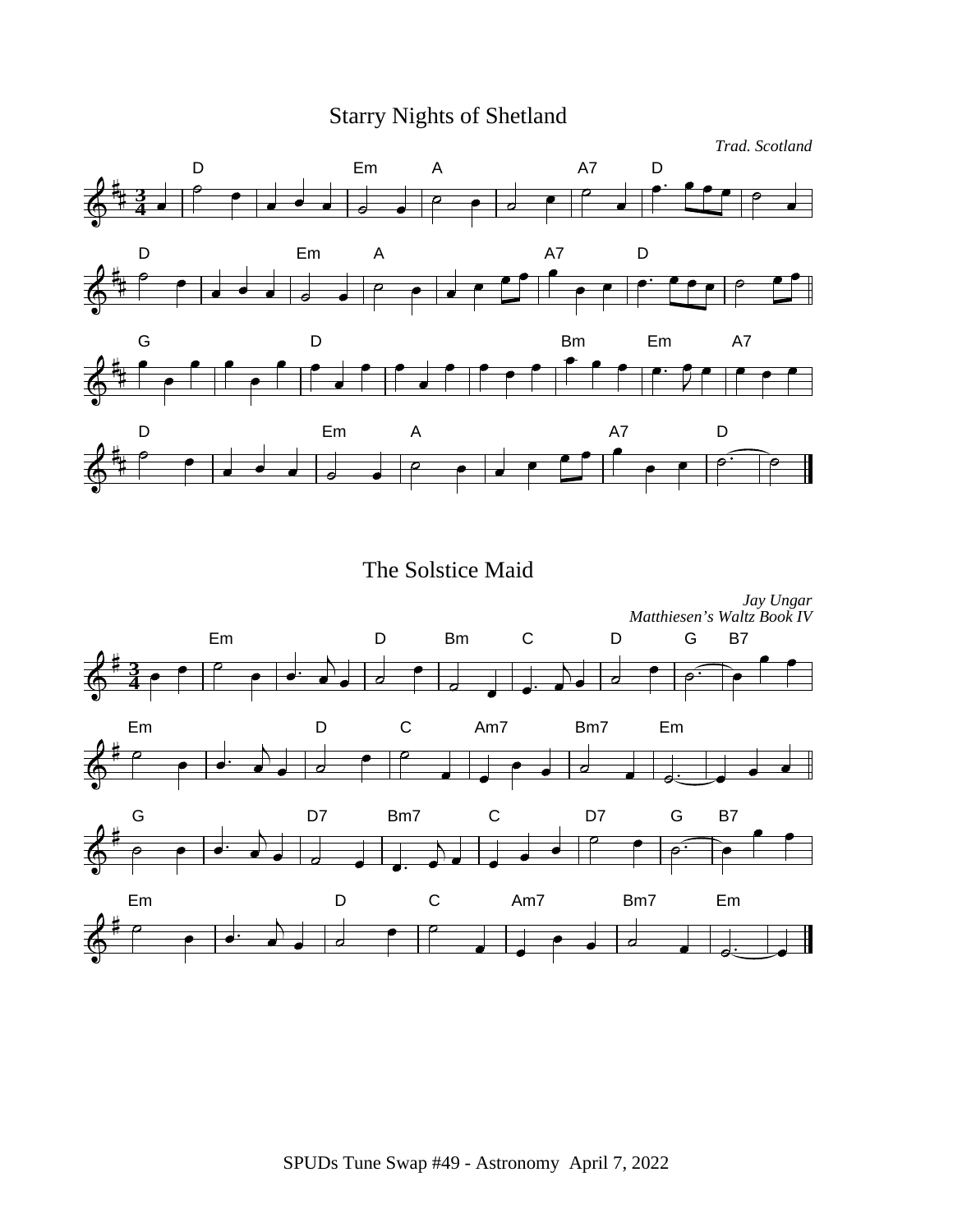# Starry Nights of Shetland

*Trad. Scotland*

# The Solstice Maid

*Jay Ungar*
*Matthiesen's Waltz Book IV*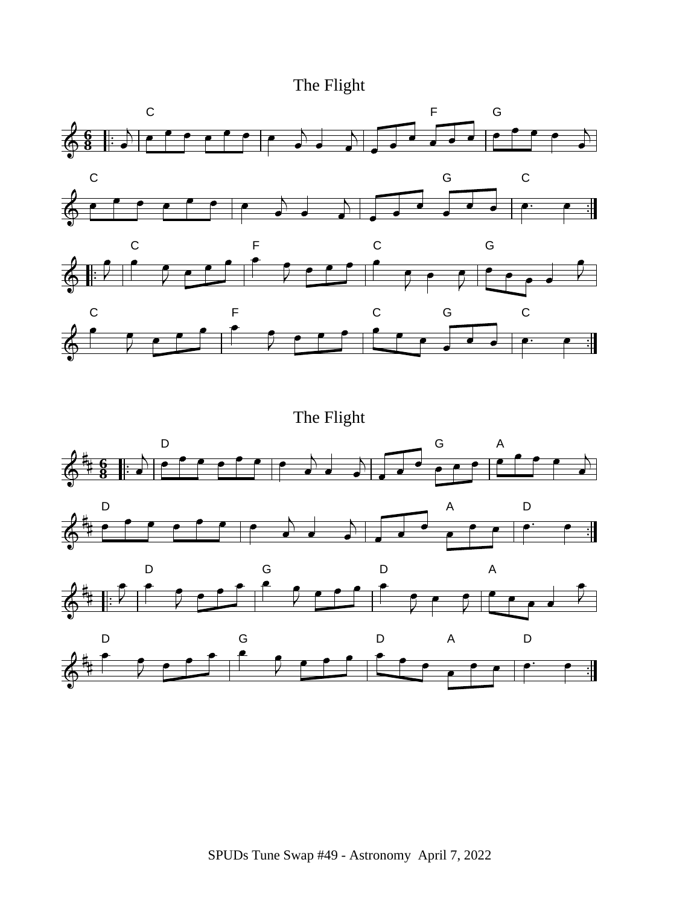# The Flight

# The Flight

SPUDs Tune Swap #49 - Astronomy April 7, 2022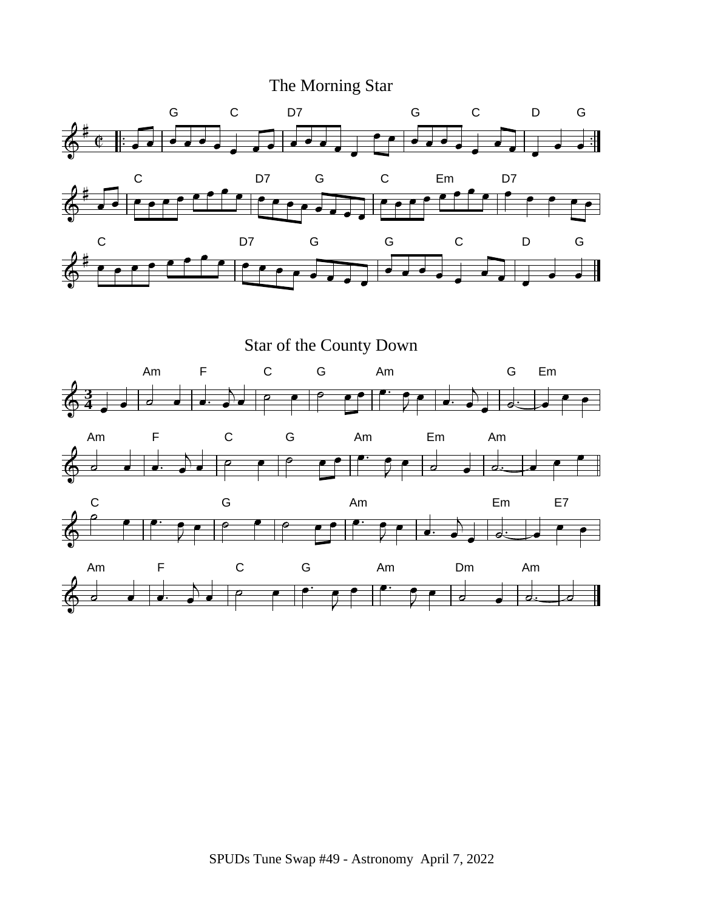# The Morning Star

# Star of the County Down

SPUDs Tune Swap #49 - Astronomy April 7, 2022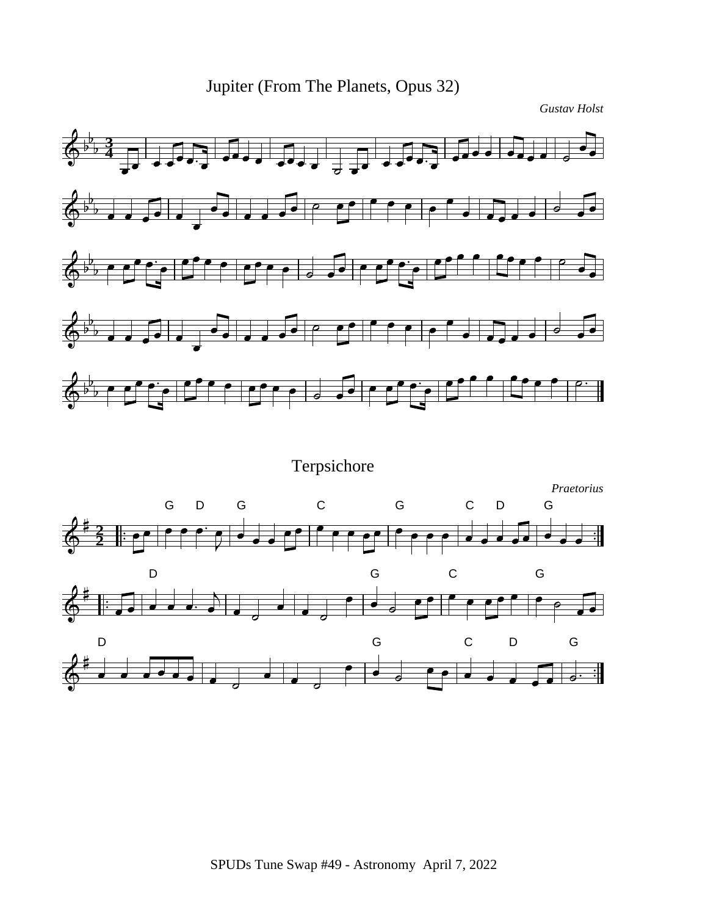# Jupiter (From The Planets, Opus 32)

*Gustav Holst*

# Terpsichore

*Praetorius*

SPUDs Tune Swap #49 - Astronomy April 7, 2022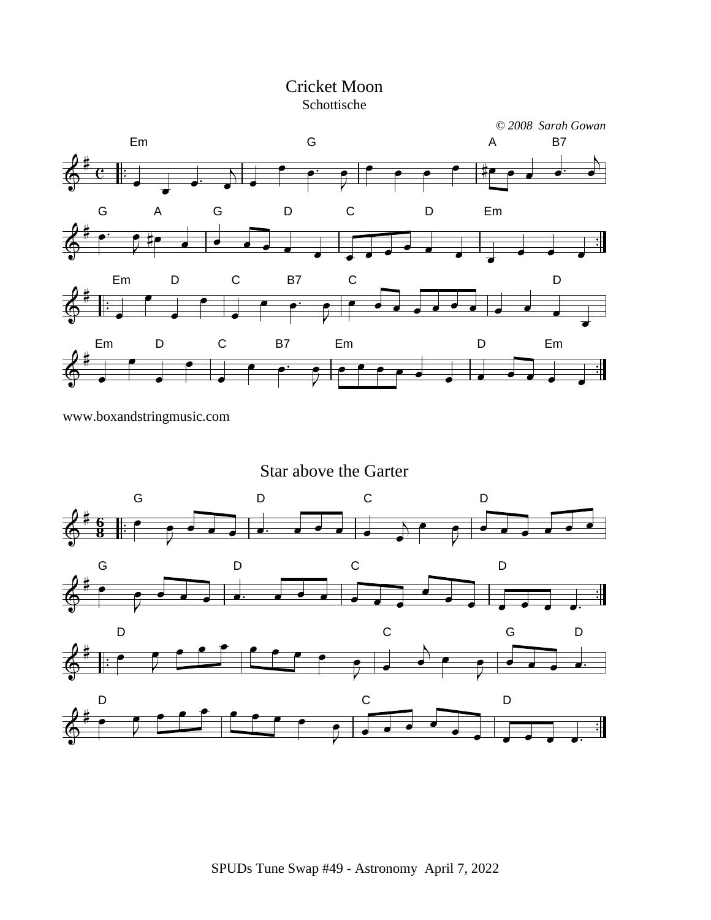# Cricket Moon

Schottische

*© 2008 Sarah Gowan*

www.boxandstringmusic.com

# Star above the Garter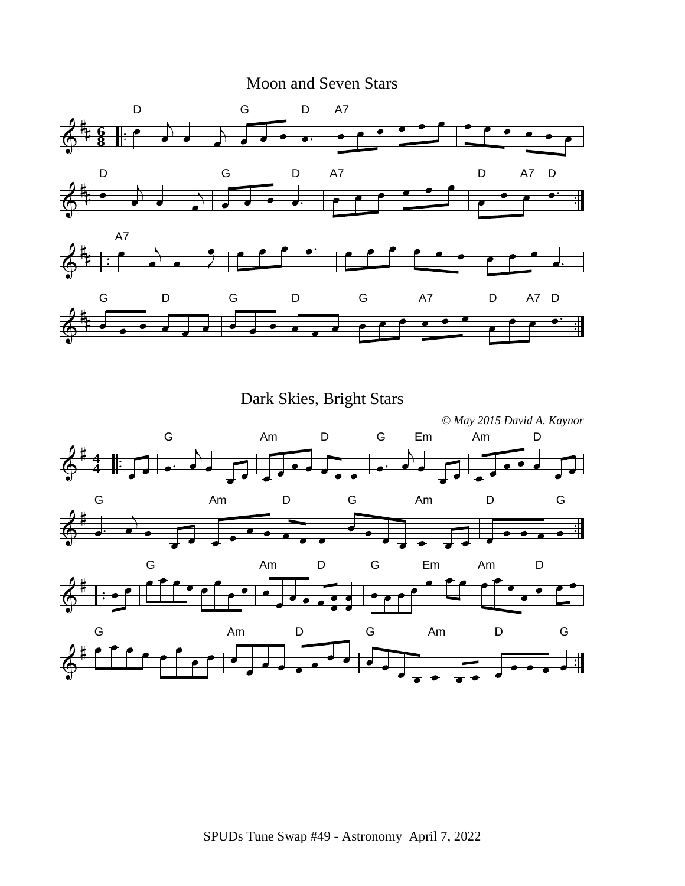## Moon and Seven Stars

## Dark Skies, Bright Stars

*© May 2015 David A. Kaynor*

SPUDs Tune Swap #49 - Astronomy April 7, 2022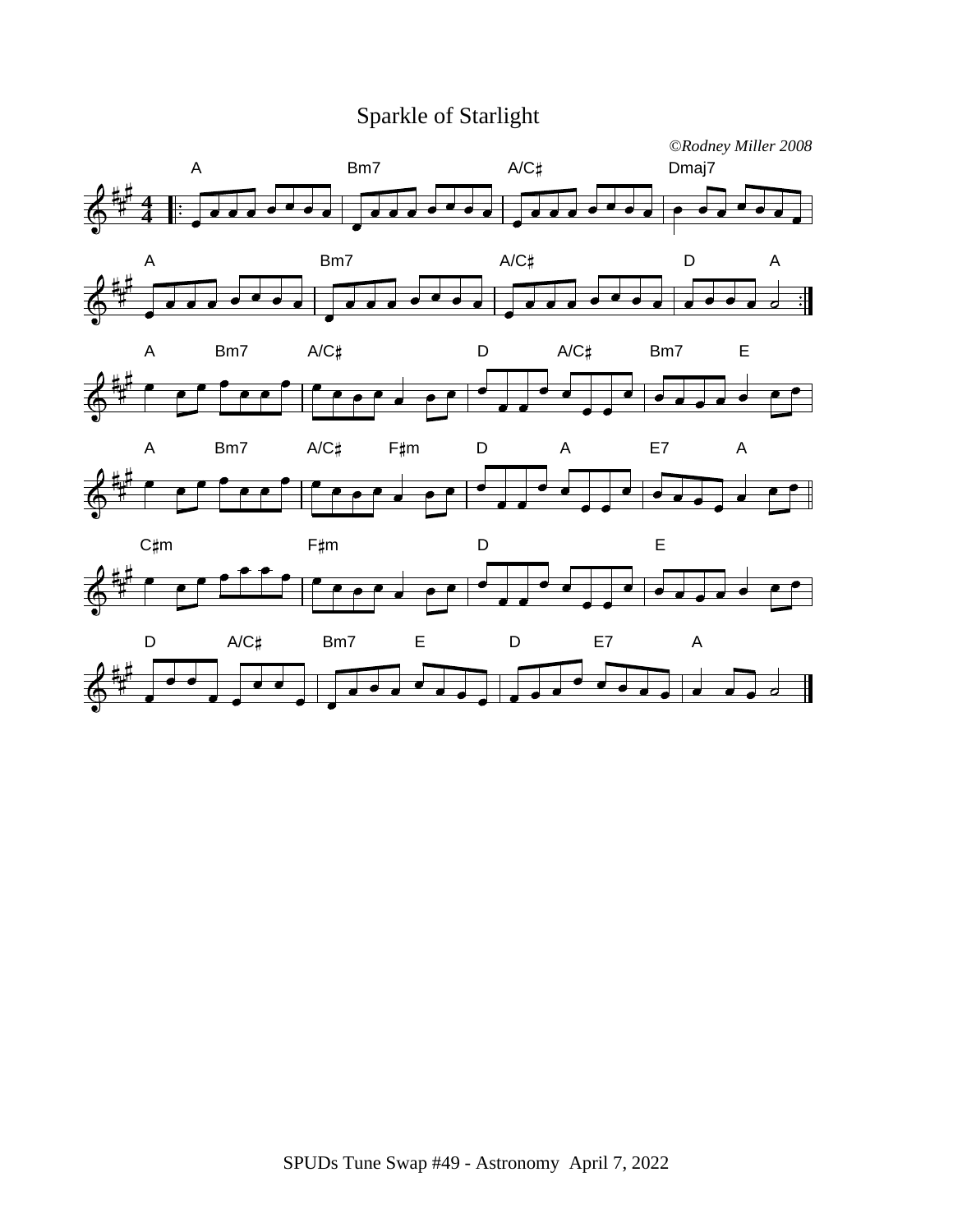# Sparkle of Starlight

*©Rodney Miller 2008*

SPUDs Tune Swap #49 - Astronomy April 7, 2022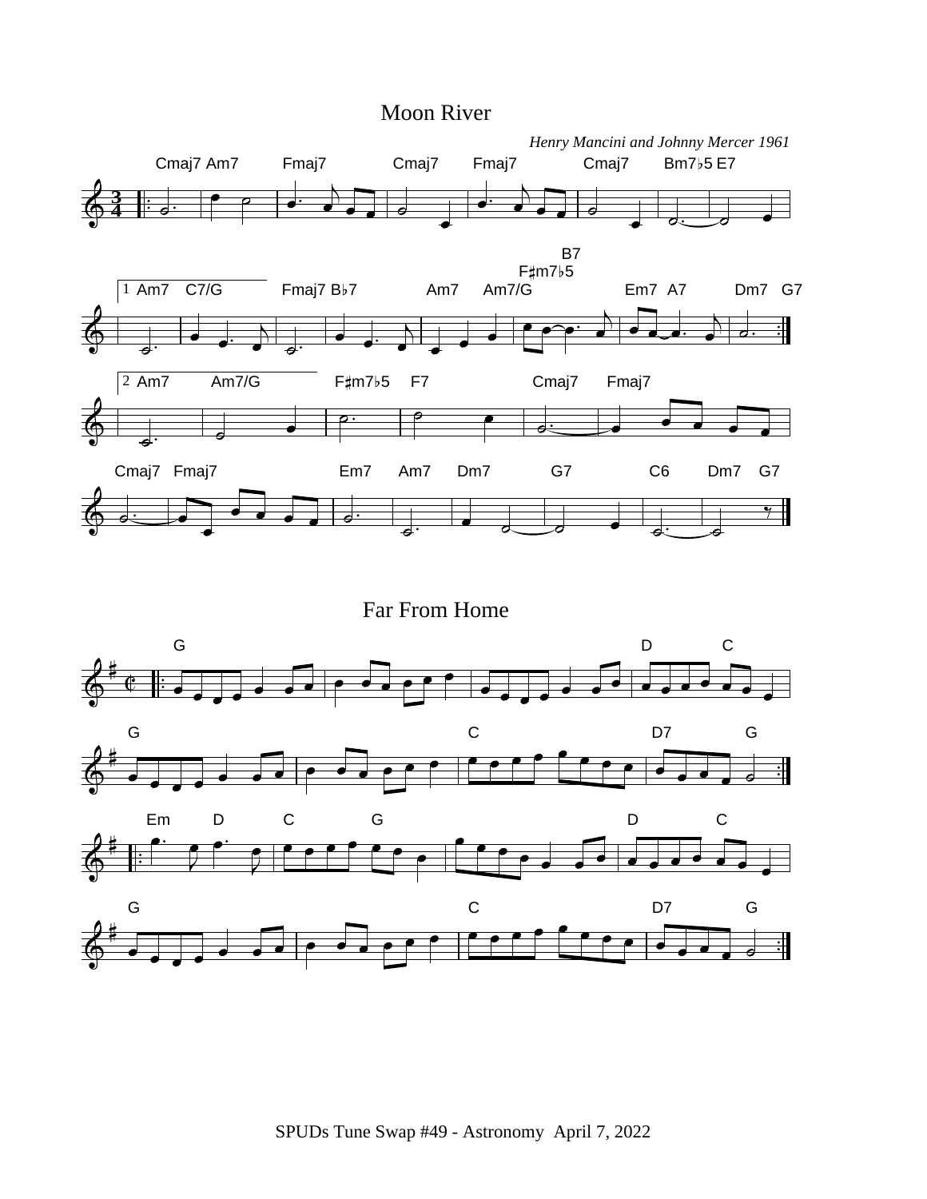# Moon River

*Henry Mancini and Johnny Mercer 1961*

Cmaj7 Am7 Fmaj7 Cmaj7 Fmaj7 Cmaj7 Bm7♭5 E7

1 Am7 C7/G Fmaj7 B♭7 Am7 Am7/G F♯m7♭5 B7 Em7 A7 Dm7 G7

2 Am7 Am7/G F♯m7♭5 F7 Cmaj7 Fmaj7

Cmaj7 Fmaj7 Em7 Am7 Dm7 G7 C6 Dm7 G7

# Far From Home

G D C

G C D7 G

Em D C G D C

G C D7 G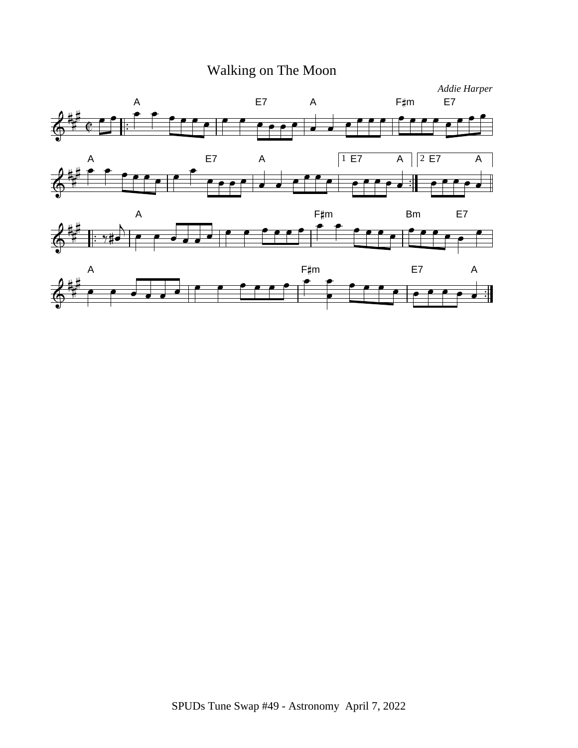# Walking on The Moon

*Addie Harper*

SPUDs Tune Swap #49 - Astronomy April 7, 2022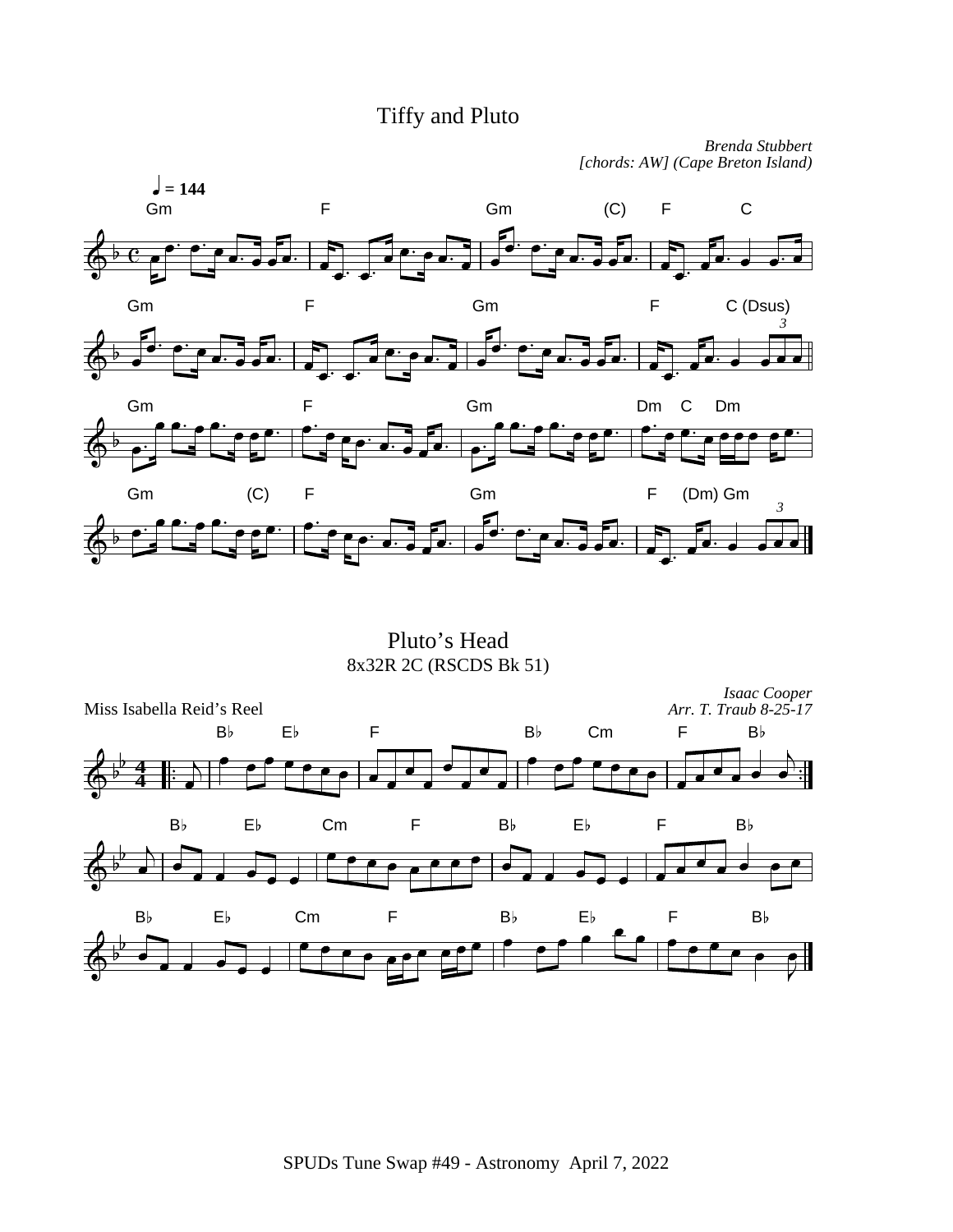# Tiffy and Pluto

*Brenda Stubbert*
*[chords: AW] (Cape Breton Island)*

# Pluto's Head

8x32R 2C (RSCDS Bk 51)

Miss Isabella Reid's Reel

*Isaac Cooper*
*Arr. T. Traub 8-25-17*

SPUDs Tune Swap #49 - Astronomy April 7, 2022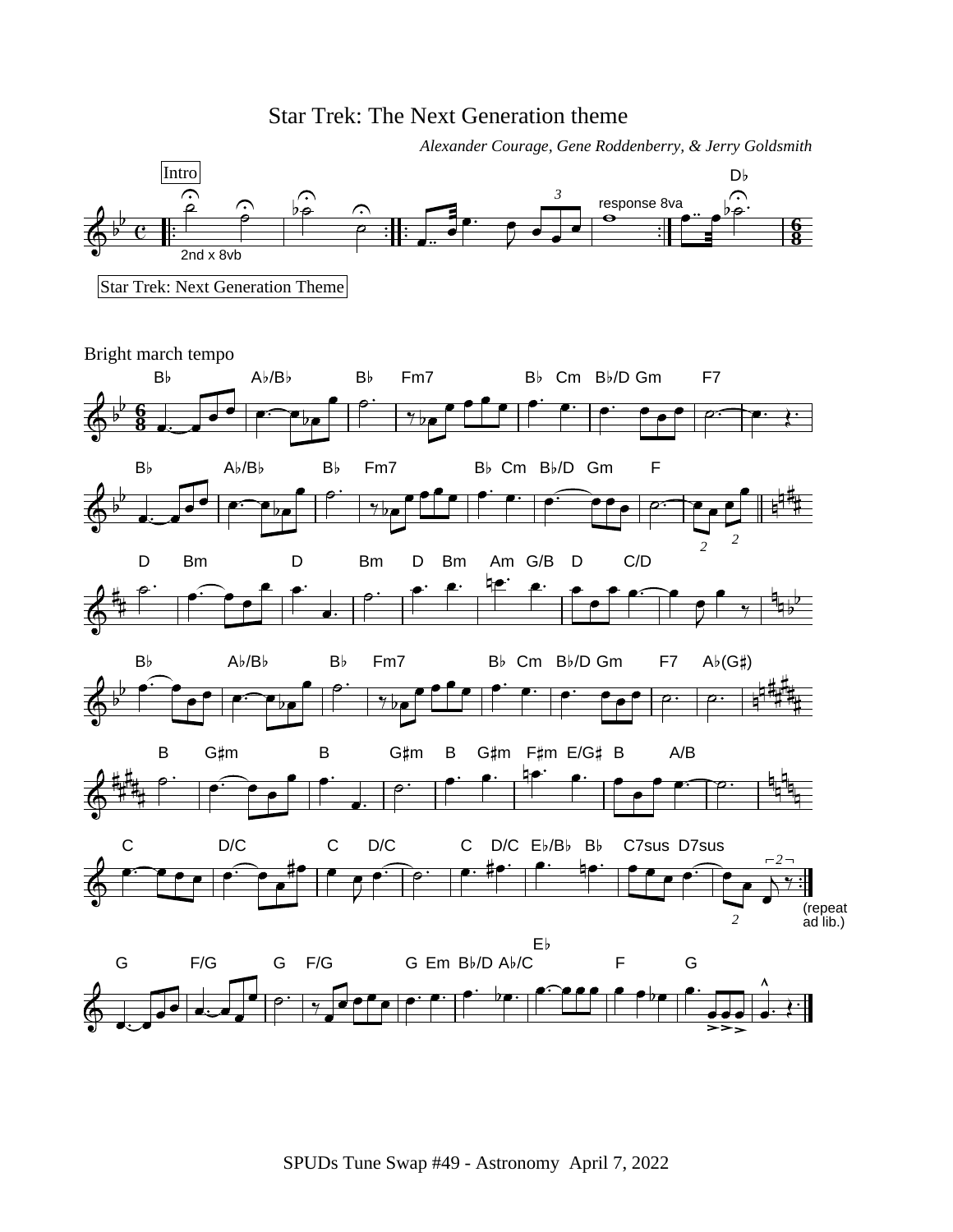# Star Trek: The Next Generation theme

*Alexander Courage, Gene Roddenberry, & Jerry Goldsmith*

Intro

2nd x 8vb

response 8va

D♭

Star Trek: Next Generation Theme

Bright march tempo

B♭ A♭/B♭ B♭ Fm7 B♭ Cm B♭/D Gm F7

B♭ A♭/B♭ B♭ Fm7 B♭ Cm B♭/D Gm F

D Bm D Bm D Bm Am G/B D C/D

B♭ A♭/B♭ B♭ Fm7 B♭ Cm B♭/D Gm F7 A♭(G♯)

B G♯m B G♯m B G♯m F♯m E/G♯ B A/B

C D/C C D/C C D/C E♭/B♭ B♭ C7sus D7sus

(repeat ad lib.)

G F/G G F/G G Em B♭/D A♭/C E♭ F G